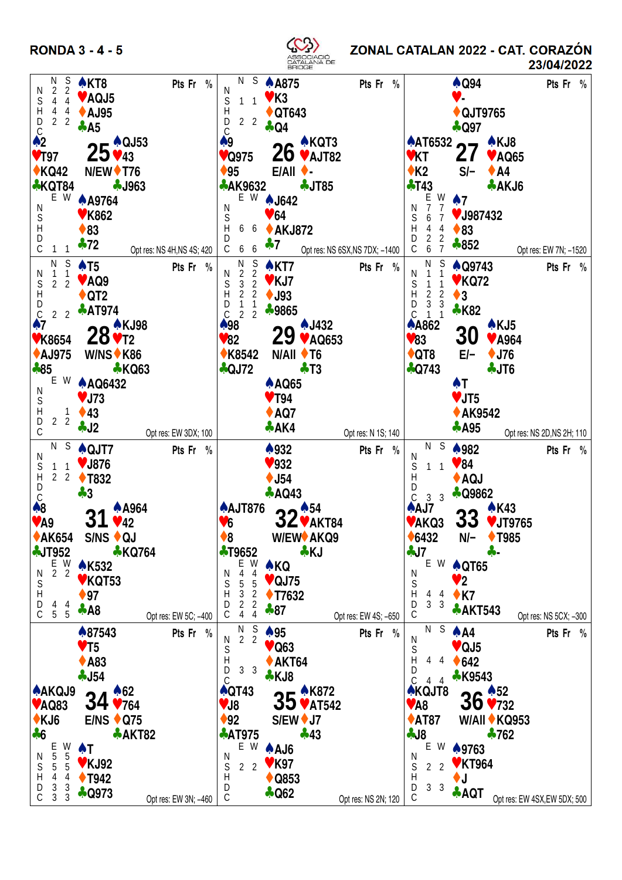# RONDA 3 - 4 - 5

## ZONAL CATALAN 2022 - CAT. CORAZÓN

23/04/2022

### Board 25 — N/EW

- North: ♠KT8 ♥AQJ5 ♦AJ95 ♣A5
- West: ♠2 ♥T97 ♦KQ42 ♣KQT84
- East: ♠QJ53 ♥43 ♦T76 ♣J963
- South: ♠A9764 ♥K862 ♦83 ♣72

| | N | S | E | W |
|---|---|---|---|---|
| NT | 2 | 2 | | |
| S | 4 | 4 | | |
| H | 4 | 4 | | |
| D | 2 | 2 | | |
| C | | | 1 | 1 |

Opt res: NS 4H,NS 4S; 420

### Board 26 — E/All

- North: ♠A875 ♥K3 ♦QT643 ♣Q4
- West: ♠9 ♥Q975 ♦95 ♣AK9632
- East: ♠KQT3 ♥AJT82 ♦- ♣JT85
- South: ♠J642 ♥64 ♦AKJ872 ♣7

| | N | S | E | W |
|---|---|---|---|---|
| NT | | | | |
| S | 1 | 1 | | |
| H | | | 6 | 6 |
| D | 2 | 2 | | |
| C | | | 6 | 6 |

Opt res: NS 6SX,NS 7DX; −1400

### Board 27 — S/−

- North: ♠Q94 ♥- ♦QJT9765 ♣Q97
- West: ♠AT6532 ♥KT ♦K2 ♣T43
- East: ♠KJ8 ♥AQ65 ♦A4 ♣AKJ6
- South: ♠7 ♥J987432 ♦83 ♣852

| | N | S | E | W |
|---|---|---|---|---|
| NT | | | 7 | 7 |
| S | | | 6 | 7 |
| H | | | 4 | 4 |
| D | | | 2 | 2 |
| C | | | 6 | 7 |

Opt res: EW 7N; −1520

### Board 28 — W/NS

- North: ♠T5 ♥AQ9 ♦QT2 ♣AT974
- West: ♠7 ♥K8654 ♦AJ975 ♣85
- East: ♠KJ98 ♥T2 ♦K86 ♣KQ63
- South: ♠AQ6432 ♥J73 ♦43 ♣J2

| | N | S | E | W |
|---|---|---|---|---|
| NT | 1 | 1 | | |
| S | 2 | 2 | | |
| H | | | | 1 |
| D | | | 2 | 2 |
| C | 2 | 2 | | |

Opt res: EW 3DX; 100

### Board 29 — N/All

- North: ♠KT7 ♥KJ7 ♦J93 ♣9865
- West: ♠98 ♥82 ♦K8542 ♣QJ72
- East: ♠J432 ♥AQ653 ♦T6 ♣T3
- South: ♠AQ65 ♥T94 ♦AQ7 ♣AK4

| | N | S | E | W |
|---|---|---|---|---|
| NT | 2 | 2 | | |
| S | 3 | 2 | | |
| H | 2 | 2 | | |
| D | 1 | 1 | | |
| C | 2 | 2 | | |

Opt res: N 1S; 140

### Board 30 — E/−

- North: ♠Q9743 ♥KQ72 ♦3 ♣K82
- West: ♠A862 ♥83 ♦QT8 ♣Q743
- East: ♠KJ5 ♥A964 ♦J76 ♣JT6
- South: ♠T ♥JT5 ♦AK9542 ♣A95

| | N | S | E | W |
|---|---|---|---|---|
| NT | 1 | 1 | | |
| S | 1 | 1 | | |
| H | 2 | 2 | | |
| D | 3 | 3 | | |
| C | 1 | 1 | | |

Opt res: NS 2D,NS 2H; 110

### Board 31 — S/NS

- North: ♠QJT7 ♥J876 ♦T832 ♣3
- West: ♠8 ♥A9 ♦AK654 ♣JT952
- East: ♠A964 ♥42 ♦QJ ♣KQ764
- South: ♠K532 ♥KQT53 ♦97 ♣A8

| | N | S | E | W |
|---|---|---|---|---|
| NT | | | 2 | 2 |
| S | 1 | 1 | | |
| H | 2 | 2 | | |
| D | | | 4 | 4 |
| C | | | 5 | 5 |

Opt res: EW 5C; −400

### Board 32 — W/EW

- North: ♠932 ♥932 ♦J54 ♣AQ43
- West: ♠AJT876 ♥6 ♦8 ♣T9652
- East: ♠54 ♥AKT84 ♦AKQ9 ♣KJ
- South: ♠KQ ♥QJ75 ♦T7632 ♣87

| | N | S | E | W |
|---|---|---|---|---|
| NT | | | 4 | 4 |
| S | | | 5 | 5 |
| H | | | 3 | 2 |
| D | | | 2 | 2 |
| C | | | 4 | 4 |

Opt res: EW 4S; −650

### Board 33 — N/−

- North: ♠982 ♥84 ♦AQJ ♣Q9862
- West: ♠AJ7 ♥AKQ3 ♦6432 ♣J7
- East: ♠K43 ♥JT9765 ♦T985 ♣-
- South: ♠QT65 ♥2 ♦K7 ♣AKT543

| | N | S | E | W |
|---|---|---|---|---|
| NT | | | | |
| S | 1 | 1 | | |
| H | | | 4 | 4 |
| D | | | 3 | 3 |
| C | 3 | 3 | | |

Opt res: NS 5CX; −300

### Board 34 — E/NS

- North: ♠87543 ♥T5 ♦A83 ♣J54
- West: ♠AKQJ9 ♥AQ83 ♦KJ6 ♣6
- East: ♠62 ♥764 ♦Q75 ♣AKT82
- South: ♠T ♥KJ92 ♦T942 ♣Q973

| | N | S | E | W |
|---|---|---|---|---|
| NT | | | 5 | 5 |
| S | | | 5 | 5 |
| H | | | 4 | 4 |
| D | | | 3 | 3 |
| C | | | 3 | 3 |

Opt res: EW 3N; −460

### Board 35 — S/EW

- North: ♠95 ♥Q63 ♦AKT64 ♣KJ8
- West: ♠QT43 ♥J8 ♦92 ♣AT975
- East: ♠K872 ♥AT542 ♦J7 ♣43
- South: ♠AJ6 ♥K97 ♦Q853 ♣Q62

| | N | S | E | W |
|---|---|---|---|---|
| NT | 2 | 2 | | |
| S | | | 2 | 2 |
| H | | | | |
| D | 3 | 3 | | |
| C | | | | |

Opt res: NS 2N; 120

### Board 36 — W/All

- North: ♠A4 ♥QJ5 ♦642 ♣K9543
- West: ♠KQJT8 ♥A8 ♦AT87 ♣J8
- East: ♠52 ♥732 ♦KQ953 ♣762
- South: ♠9763 ♥KT964 ♦J ♣AQT

| | N | S | E | W |
|---|---|---|---|---|
| NT | | | | |
| S | | | 2 | 2 |
| H | 4 | 4 | | |
| D | | | 3 | 3 |
| C | 4 | 4 | | |

Opt res: EW 4SX,EW 5DX; 500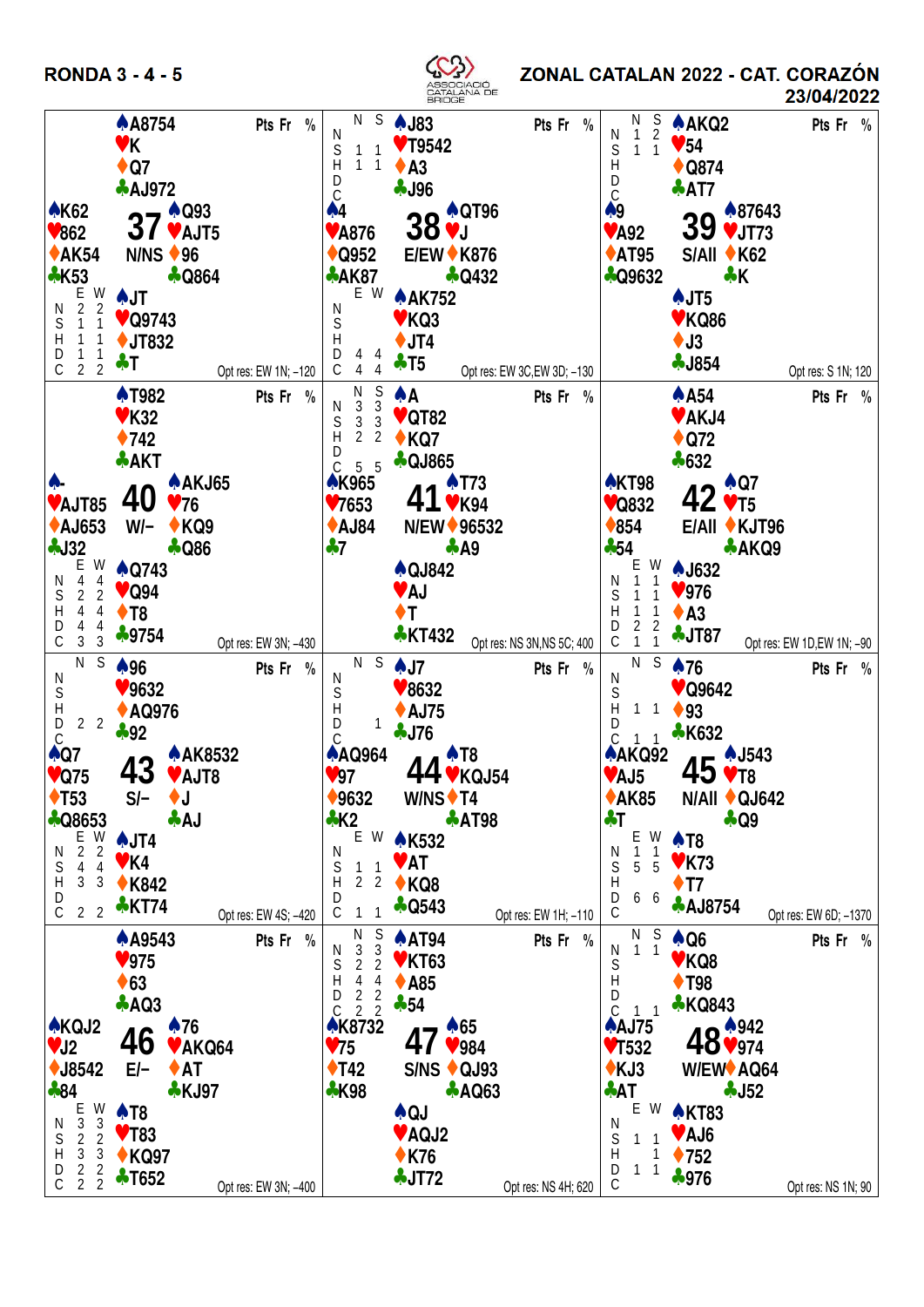# RONDA 3 - 4 - 5

## ZONAL CATALAN 2022 - CAT. CORAZÓN

23/04/2022

---

### Board 37 — N/NS

Pts Fr %

- **North:** ♠A8754 ♥K ♦Q7 ♣AJ972
- **West:** ♠K62 ♥862 ♦AK54 ♣K53
- **East:** ♠Q93 ♥AJT5 ♦96 ♣Q864
- **South:** ♠JT ♥Q9743 ♦JT832 ♣T

| | N | S | E | W |
|---|---|---|---|---|
| N | | | 2 | 2 |
| S | | | 1 | 1 |
| H | | | 1 | 1 |
| D | | | 1 | 1 |
| C | | | 2 | 2 |

Opt res: EW 1N; –120

---

### Board 38 — E/EW

Pts Fr %

- **North:** ♠J83 ♥T9542 ♦A3 ♣J96
- **West:** ♠4 ♥A876 ♦Q952 ♣AK87
- **East:** ♠QT96 ♥J ♦K876 ♣Q432
- **South:** ♠AK752 ♥KQ3 ♦JT4 ♣T5

| | N | S | E | W |
|---|---|---|---|---|
| N | | | | |
| S | 1 | 1 | | |
| H | 1 | 1 | | |
| D | | | 4 | 4 |
| C | | | 4 | 4 |

Opt res: EW 3C,EW 3D; –130

---

### Board 39 — S/All

Pts Fr %

- **North:** ♠AKQ2 ♥54 ♦Q874 ♣AT7
- **West:** ♠9 ♥A92 ♦AT95 ♣Q9632
- **East:** ♠87643 ♥JT73 ♦K62 ♣K
- **South:** ♠JT5 ♥KQ86 ♦J3 ♣J854

| | N | S | E | W |
|---|---|---|---|---|
| N | 1 | 2 | | |
| S | 1 | 1 | | |
| H | | | | |
| D | | | | |
| C | | | | |

Opt res: S 1N; 120

---

### Board 40 — W/–

Pts Fr %

- **North:** ♠T982 ♥K32 ♦742 ♣AKT
- **West:** ♠- ♥AJT85 ♦AJ653 ♣J32
- **East:** ♠AKJ65 ♥76 ♦KQ9 ♣Q86
- **South:** ♠Q743 ♥Q94 ♦T8 ♣9754

| | N | S | E | W |
|---|---|---|---|---|
| N | | | 4 | 4 |
| S | | | 2 | 2 |
| H | | | 4 | 4 |
| D | | | 4 | 4 |
| C | | | 3 | 3 |

Opt res: EW 3N; –430

---

### Board 41 — N/EW

Pts Fr %

- **North:** ♠A ♥QT82 ♦KQ7 ♣QJ865
- **West:** ♠K965 ♥7653 ♦AJ84 ♣7
- **East:** ♠T73 ♥K94 ♦96532 ♣A9
- **South:** ♠QJ842 ♥AJ ♦T ♣KT432

| | N | S | E | W |
|---|---|---|---|---|
| N | 3 | 3 | | |
| S | 3 | 3 | | |
| H | 2 | 2 | | |
| D | | | | |
| C | 5 | 5 | | |

Opt res: NS 3N,NS 5C; 400

---

### Board 42 — E/All

Pts Fr %

- **North:** ♠A54 ♥AKJ4 ♦Q72 ♣632
- **West:** ♠KT98 ♥Q832 ♦854 ♣54
- **East:** ♠Q7 ♥T5 ♦KJT96 ♣AKQ9
- **South:** ♠J632 ♥976 ♦A3 ♣JT87

| | N | S | E | W |
|---|---|---|---|---|
| N | | | 1 | 1 |
| S | | | 1 | 1 |
| H | | | 1 | 1 |
| D | | | 2 | 2 |
| C | | | 1 | 1 |

Opt res: EW 1D,EW 1N; –90

---

### Board 43 — S/–

Pts Fr %

- **North:** ♠96 ♥9632 ♦AQ976 ♣92
- **West:** ♠Q7 ♥Q75 ♦T53 ♣Q8653
- **East:** ♠AK8532 ♥AJT8 ♦J ♣AJ
- **South:** ♠JT4 ♥K4 ♦K842 ♣KT74

| | N | S | E | W |
|---|---|---|---|---|
| N | | | 2 | 2 |
| S | | | 4 | 4 |
| H | | | 3 | 3 |
| D | 2 | 2 | | |
| C | | | 2 | 2 |

Opt res: EW 4S; –420

---

### Board 44 — W/NS

Pts Fr %

- **North:** ♠J7 ♥8632 ♦AJ75 ♣J76
- **West:** ♠AQ964 ♥97 ♦9632 ♣K2
- **East:** ♠T8 ♥KQJ54 ♦T4 ♣AT98
- **South:** ♠K532 ♥AT ♦KQ8 ♣Q543

| | N | S | E | W |
|---|---|---|---|---|
| N | | | | |
| S | | | 1 | 1 |
| H | | | 2 | 2 |
| D | | 1 | | |
| C | | | 1 | 1 |

Opt res: EW 1H; –110

---

### Board 45 — N/All

Pts Fr %

- **North:** ♠76 ♥Q9642 ♦93 ♣K632
- **West:** ♠AKQ92 ♥AJ5 ♦AK85 ♣T
- **East:** ♠J543 ♥T8 ♦QJ642 ♣Q9
- **South:** ♠T8 ♥K73 ♦T7 ♣AJ8754

| | N | S | E | W |
|---|---|---|---|---|
| N | | | 1 | 1 |
| S | | | 5 | 5 |
| H | 1 | 1 | | |
| D | | | 6 | 6 |
| C | 1 | 1 | | |

Opt res: EW 6D; –1370

---

### Board 46 — E/–

Pts Fr %

- **North:** ♠A9543 ♥975 ♦63 ♣AQ3
- **West:** ♠KQJ2 ♥J2 ♦J8542 ♣84
- **East:** ♠76 ♥AKQ64 ♦AT ♣KJ97
- **South:** ♠T8 ♥T83 ♦KQ97 ♣T652

| | N | S | E | W |
|---|---|---|---|---|
| N | | | 3 | 3 |
| S | | | 2 | 2 |
| H | | | 3 | 3 |
| D | | | 2 | 2 |
| C | | | 2 | 2 |

Opt res: EW 3N; –400

---

### Board 47 — S/NS

Pts Fr %

- **North:** ♠AT94 ♥KT63 ♦A85 ♣54
- **West:** ♠K8732 ♥75 ♦T42 ♣K98
- **East:** ♠65 ♥984 ♦QJ93 ♣AQ63
- **South:** ♠QJ ♥AQJ2 ♦K76 ♣JT72

| | N | S | E | W |
|---|---|---|---|---|
| N | 3 | 3 | | |
| S | 2 | 2 | | |
| H | 4 | 4 | | |
| D | 2 | 2 | | |
| C | 2 | 2 | | |

Opt res: NS 4H; 620

---

### Board 48 — W/EW

Pts Fr %

- **North:** ♠Q6 ♥KQ8 ♦T98 ♣KQ843
- **West:** ♠AJ75 ♥T532 ♦KJ3 ♣AT
- **East:** ♠942 ♥974 ♦AQ64 ♣J52
- **South:** ♠KT83 ♥AJ6 ♦752 ♣976

| | N | S | E | W |
|---|---|---|---|---|
| N | 1 | 1 | | |
| S | | | 1 | 1 |
| H | | | | 1 |
| D | | | 1 | 1 |
| C | 1 | 1 | | |

Opt res: NS 1N; 90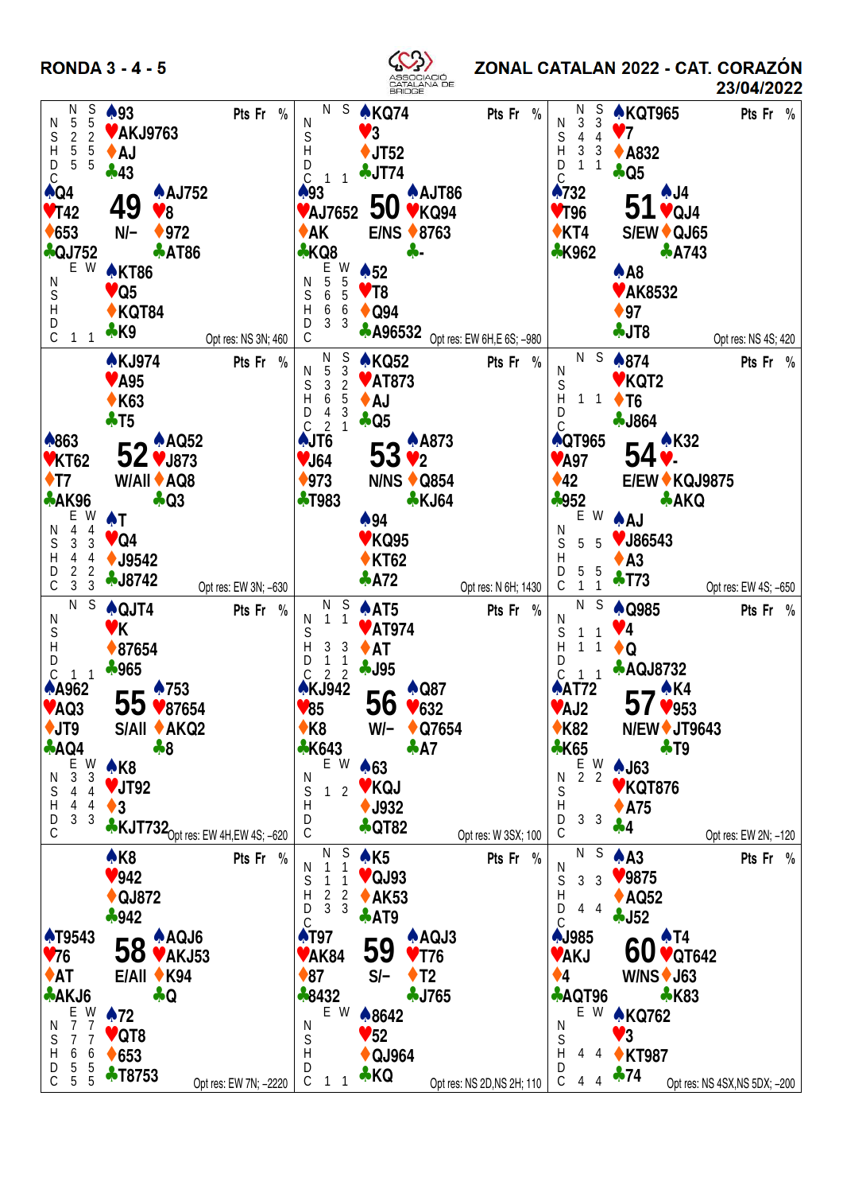# RONDA 3 - 4 - 5

ASSOCIACIÓ CATALANA DE BRIDGE

## ZONAL CATALAN 2022 - CAT. CORAZÓN

23/04/2022

---

### Board 49 — N/–

Pts Fr %

| | |
|---|---|
| North | ♠93 ♥AKJ9763 ♦AJ ♣43 |
| West | ♠Q4 ♥T42 ♦653 ♣QJ752 |
| East | ♠AJ752 ♥8 ♦972 ♣AT86 |
| South | ♠KT86 ♥Q5 ♦KQT84 ♣K9 |

| | N | S | H | D | C |
|---|---|---|---|---|---|
| N | 5 | 2 | 5 | 5 | |
| S | 5 | 2 | 5 | 5 | |
| E | | | | | 1 |
| W | | | | | 1 |

Opt res: NS 3N; 460

---

### Board 50 — E/NS

Pts Fr %

| | |
|---|---|
| North | ♠KQ74 ♥3 ♦JT52 ♣JT74 |
| West | ♠93 ♥AJ7652 ♦AK ♣KQ8 |
| East | ♠AJT86 ♥KQ94 ♦8763 ♣- |
| South | ♠52 ♥T8 ♦Q94 ♣A96532 |

| | N | S | H | D | C |
|---|---|---|---|---|---|
| N | | | | | 1 |
| S | | | | | 1 |
| E | 5 | 6 | 6 | 3 | |
| W | 5 | 5 | 6 | 3 | |

Opt res: EW 6H,E 6S; –980

---

### Board 51 — S/EW

Pts Fr %

| | |
|---|---|
| North | ♠KQT965 ♥7 ♦A832 ♣Q5 |
| West | ♠732 ♥T96 ♦KT4 ♣K962 |
| East | ♠J4 ♥QJ4 ♦QJ65 ♣A743 |
| South | ♠A8 ♥AK8532 ♦97 ♣JT8 |

| | N | S | H | D | C |
|---|---|---|---|---|---|
| N | 3 | 4 | 3 | 1 | |
| S | 3 | 4 | 3 | 1 | |
| E | | | | | |
| W | | | | | |

Opt res: NS 4S; 420

---

### Board 52 — W/All

Pts Fr %

| | |
|---|---|
| North | ♠KJ974 ♥A95 ♦K63 ♣T5 |
| West | ♠863 ♥KT62 ♦T7 ♣AK96 |
| East | ♠AQ52 ♥J873 ♦AQ8 ♣Q3 |
| South | ♠T ♥Q4 ♦J9542 ♣J8742 |

| | N | S | H | D | C |
|---|---|---|---|---|---|
| N | | | | | |
| S | | | | | |
| E | 4 | 3 | 4 | 2 | 3 |
| W | 4 | 3 | 4 | 2 | 3 |

Opt res: EW 3N; –630

---

### Board 53 — N/NS

Pts Fr %

| | |
|---|---|
| North | ♠KQ52 ♥AT873 ♦AJ ♣Q5 |
| West | ♠JT6 ♥J64 ♦973 ♣T983 |
| East | ♠A873 ♥2 ♦Q854 ♣KJ64 |
| South | ♠94 ♥KQ95 ♦KT62 ♣A72 |

| | N | S | H | D | C |
|---|---|---|---|---|---|
| N | 5 | 3 | 6 | 4 | 2 |
| S | 3 | 2 | 5 | 3 | 1 |
| E | | | | | |
| W | | | | | |

Opt res: N 6H; 1430

---

### Board 54 — E/EW

Pts Fr %

| | |
|---|---|
| North | ♠874 ♥KQT2 ♦T6 ♣J864 |
| West | ♠QT965 ♥A97 ♦42 ♣952 |
| East | ♠K32 ♥- ♦KQJ9875 ♣AKQ |
| South | ♠AJ ♥J86543 ♦A3 ♣T73 |

| | N | S | H | D | C |
|---|---|---|---|---|---|
| N | | | 1 | | |
| S | | | 1 | | |
| E | | 5 | | 5 | 1 |
| W | | 5 | | 5 | 1 |

Opt res: EW 4S; –650

---

### Board 55 — S/All

Pts Fr %

| | |
|---|---|
| North | ♠QJT4 ♥K ♦87654 ♣965 |
| West | ♠A962 ♥AQ3 ♦JT9 ♣AQ4 |
| East | ♠753 ♥87654 ♦AKQ2 ♣8 |
| South | ♠K8 ♥JT92 ♦3 ♣KJT732 |

| | N | S | H | D | C |
|---|---|---|---|---|---|
| N | | | | | 1 |
| S | | | | | 1 |
| E | 3 | 4 | 4 | 3 | |
| W | 3 | 4 | 4 | 3 | |

Opt res: EW 4H,EW 4S; –620

---

### Board 56 — W/–

Pts Fr %

| | |
|---|---|
| North | ♠AT5 ♥AT974 ♦AT ♣J95 |
| West | ♠KJ942 ♥85 ♦K8 ♣K643 |
| East | ♠Q87 ♥632 ♦Q7654 ♣A7 |
| South | ♠63 ♥KQJ ♦J932 ♣QT82 |

| | N | S | H | D | C |
|---|---|---|---|---|---|
| N | 1 | | 3 | 1 | 2 |
| S | 1 | | 3 | 1 | 2 |
| E | | 1 | | | |
| W | | 2 | | | |

Opt res: W 3SX; 100

---

### Board 57 — N/EW

Pts Fr %

| | |
|---|---|
| North | ♠Q985 ♥4 ♦Q ♣AQJ8732 |
| West | ♠AT72 ♥AJ2 ♦K82 ♣K65 |
| East | ♠K4 ♥953 ♦JT9643 ♣T9 |
| South | ♠J63 ♥KQT876 ♦A75 ♣4 |

| | N | S | H | D | C |
|---|---|---|---|---|---|
| N | | 1 | 1 | | 1 |
| S | | 1 | 1 | | 1 |
| E | 2 | | | 3 | |
| W | 2 | | | 3 | |

Opt res: EW 2N; –120

---

### Board 58 — E/All

Pts Fr %

| | |
|---|---|
| North | ♠K8 ♥942 ♦QJ872 ♣942 |
| West | ♠T9543 ♥76 ♦AT ♣AKJ6 |
| East | ♠AQJ6 ♥AKJ53 ♦K94 ♣Q |
| South | ♠72 ♥QT8 ♦653 ♣T8753 |

| | N | S | H | D | C |
|---|---|---|---|---|---|
| N | | | | | |
| S | | | | | |
| E | 7 | 7 | 6 | 5 | 5 |
| W | 7 | 7 | 6 | 5 | 5 |

Opt res: EW 7N; –2220

---

### Board 59 — S/–

Pts Fr %

| | |
|---|---|
| North | ♠K5 ♥QJ93 ♦AK53 ♣AT9 |
| West | ♠T97 ♥AK84 ♦87 ♣8432 |
| East | ♠AQJ3 ♥T76 ♦T2 ♣J765 |
| South | ♠8642 ♥52 ♦QJ964 ♣KQ |

| | N | S | H | D | C |
|---|---|---|---|---|---|
| N | 1 | 1 | 2 | 3 | |
| S | 1 | 1 | 2 | 3 | |
| E | | | | | 1 |
| W | | | | | 1 |

Opt res: NS 2D,NS 2H; 110

---

### Board 60 — W/NS

Pts Fr %

| | |
|---|---|
| North | ♠A3 ♥9875 ♦AQ52 ♣J52 |
| West | ♠J985 ♥AKJ ♦4 ♣AQT96 |
| East | ♠T4 ♥QT642 ♦J63 ♣K83 |
| South | ♠KQ762 ♥3 ♦KT987 ♣74 |

| | N | S | H | D | C |
|---|---|---|---|---|---|
| N | | 3 | | 4 | |
| S | | 3 | | 4 | |
| E | | | 4 | | 4 |
| W | | | 4 | | 4 |

Opt res: NS 4SX,NS 5DX; –200